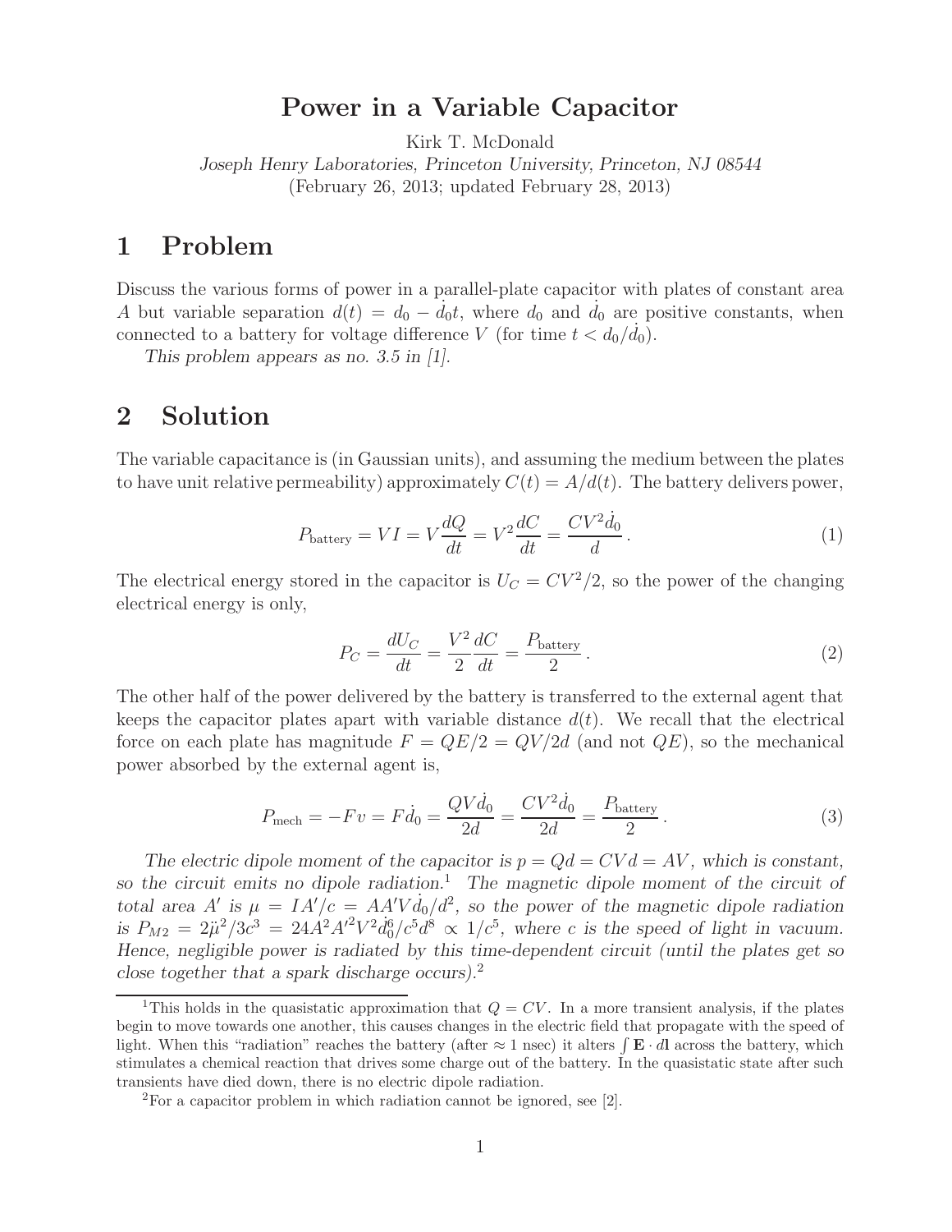# Power in a Variable Capacitor

Kirk T. McDonald

*Joseph Henry Laboratories, Princeton University, Princeton, NJ 08544*

(February 26, 2013; updated February 28, 2013)

## 1 Problem

Discuss the various forms of power in a parallel-plate capacitor with plates of constant area $A$ but variable separation $d(t) = d_0 - \dot{d}_0 t$, where $d_0$ and $\dot{d}_0$ are positive constants, when connected to a battery for voltage difference $V$ (for time $t < d_0/\dot{d}_0$).

*This problem appears as no. 3.5 in [1].*

## 2 Solution

The variable capacitance is (in Gaussian units), and assuming the medium between the plates to have unit relative permeability) approximately $C(t) = A/d(t)$. The battery delivers power,

$$P_{\text{battery}} = VI = V\frac{dQ}{dt} = V^2\frac{dC}{dt} = \frac{CV^2\dot{d}_0}{d}\,. \tag{1}$$

The electrical energy stored in the capacitor is $U_C = CV^2/2$, so the power of the changing electrical energy is only,

$$P_C = \frac{dU_C}{dt} = \frac{V^2}{2}\frac{dC}{dt} = \frac{P_{\text{battery}}}{2}\,. \tag{2}$$

The other half of the power delivered by the battery is transferred to the external agent that keeps the capacitor plates apart with variable distance $d(t)$. We recall that the electrical force on each plate has magnitude $F = QE/2 = QV/2d$ (and not $QE$), so the mechanical power absorbed by the external agent is,

$$P_{\text{mech}} = -Fv = F\dot{d}_0 = \frac{QV\dot{d}_0}{2d} = \frac{CV^2\dot{d}_0}{2d} = \frac{P_{\text{battery}}}{2}\,. \tag{3}$$

*The electric dipole moment of the capacitor is $p = Qd = CVd = AV$, which is constant, so the circuit emits no dipole radiation.*[1] *The magnetic dipole moment of the circuit of total area $A'$ is $\mu = IA'/c = AA'V\dot{d}_0/d^2$, so the power of the magnetic dipole radiation is $P_{M2} = 2\ddot{\mu}^2/3c^3 = 24A^2A'^2V^2\dot{d}_0^6/c^5d^8 \propto 1/c^5$, where $c$ is the speed of light in vacuum. Hence, negligible power is radiated by this time-dependent circuit (until the plates get so close together that a spark discharge occurs).*[2]

---

[1]This holds in the quasistatic approximation that $Q = CV$. In a more transient analysis, if the plates begin to move towards one another, this causes changes in the electric field that propagate with the speed of light. When this "radiation" reaches the battery (after $\approx 1$ nsec) it alters $\int \mathbf{E}\cdot d\mathbf{l}$ across the battery, which stimulates a chemical reaction that drives some charge out of the battery. In the quasistatic state after such transients have died down, there is no electric dipole radiation.

[2]For a capacitor problem in which radiation cannot be ignored, see [2].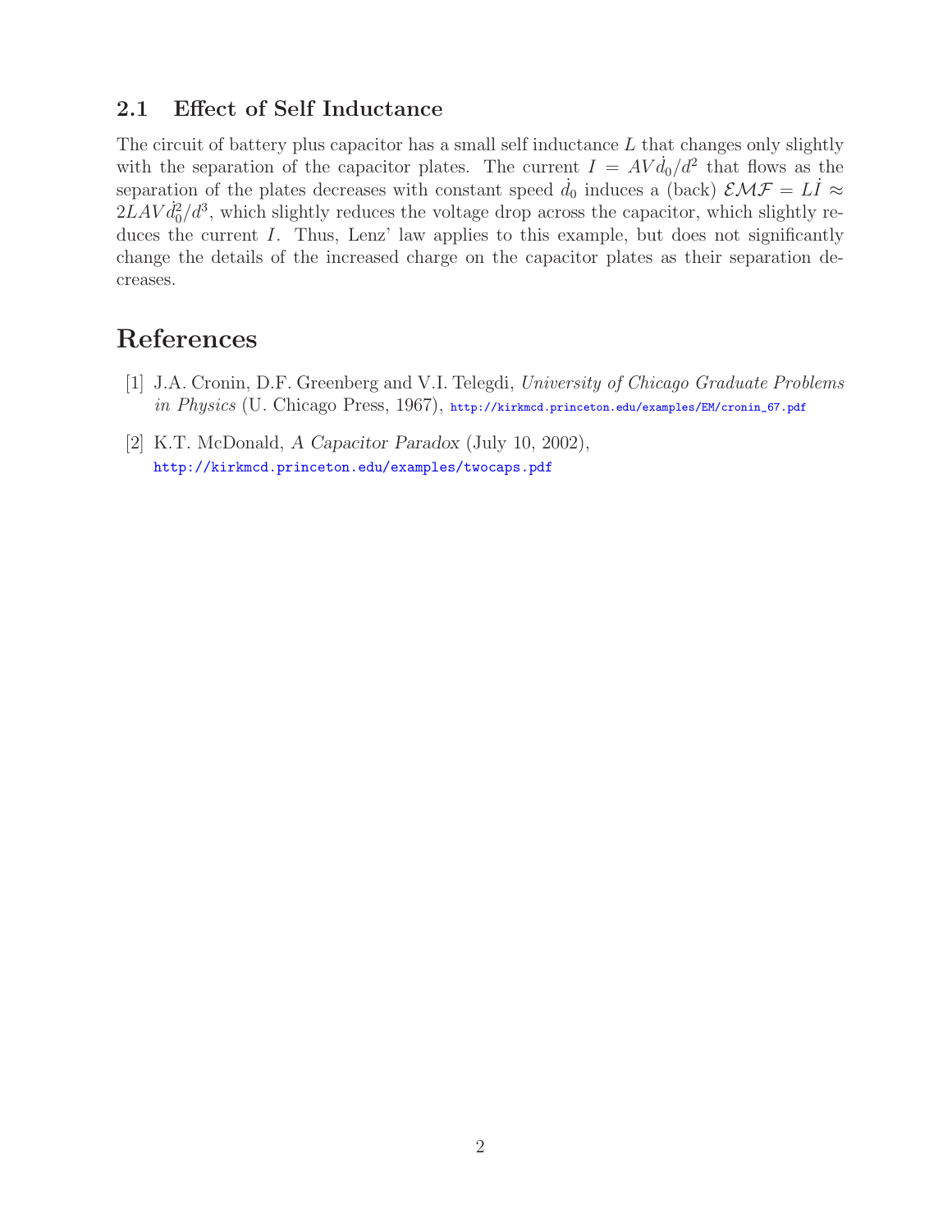### 2.1 Effect of Self Inductance

The circuit of battery plus capacitor has a small self inductance $L$ that changes only slightly with the separation of the capacitor plates. The current $I = AV\dot{d}_0/d^2$ that flows as the separation of the plates decreases with constant speed $\dot{d}_0$ induces a (back) $\mathcal{EMF} = L\dot{I} \approx 2LAV\dot{d}_0^2/d^3$, which slightly reduces the voltage drop across the capacitor, which slightly reduces the current $I$. Thus, Lenz' law applies to this example, but does not significantly change the details of the increased charge on the capacitor plates as their separation decreases.

## References

[1] J.A. Cronin, D.F. Greenberg and V.I. Telegdi, *University of Chicago Graduate Problems in Physics* (U. Chicago Press, 1967), http://kirkmcd.princeton.edu/examples/EM/cronin_67.pdf

[2] K.T. McDonald, *A Capacitor Paradox* (July 10, 2002), http://kirkmcd.princeton.edu/examples/twocaps.pdf